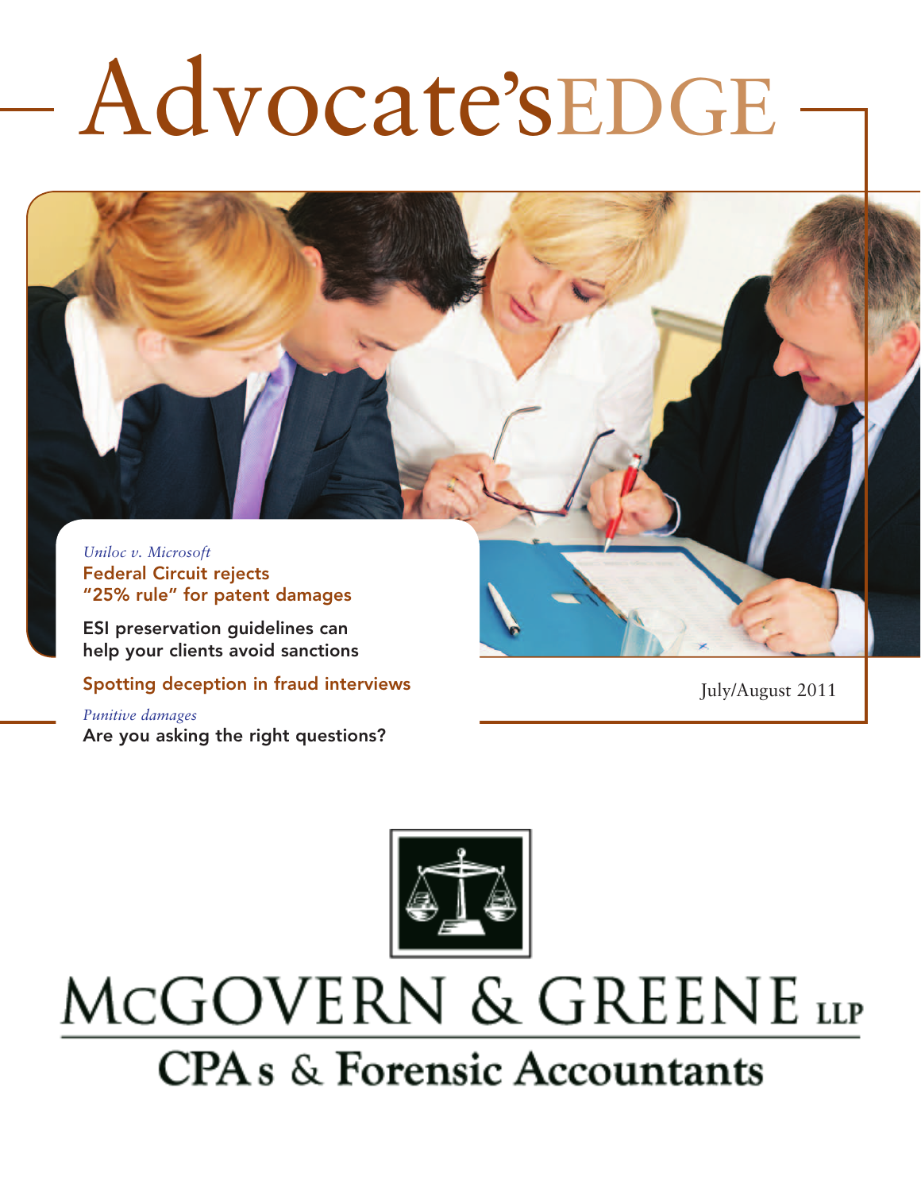# Advocate'sEDGE

*Uniloc v. Microsoft*

**Federal Circuit rejects "25% rule" for patent damages**

**ESI preservation guidelines can help your clients avoid sanctions**

**Spotting deception in fraud interviews**

*Punitive damages*

**Are you asking the right questions?**

July/August 2011

MCGOVERN & GREENE LLP

CPAs & Forensic Accountants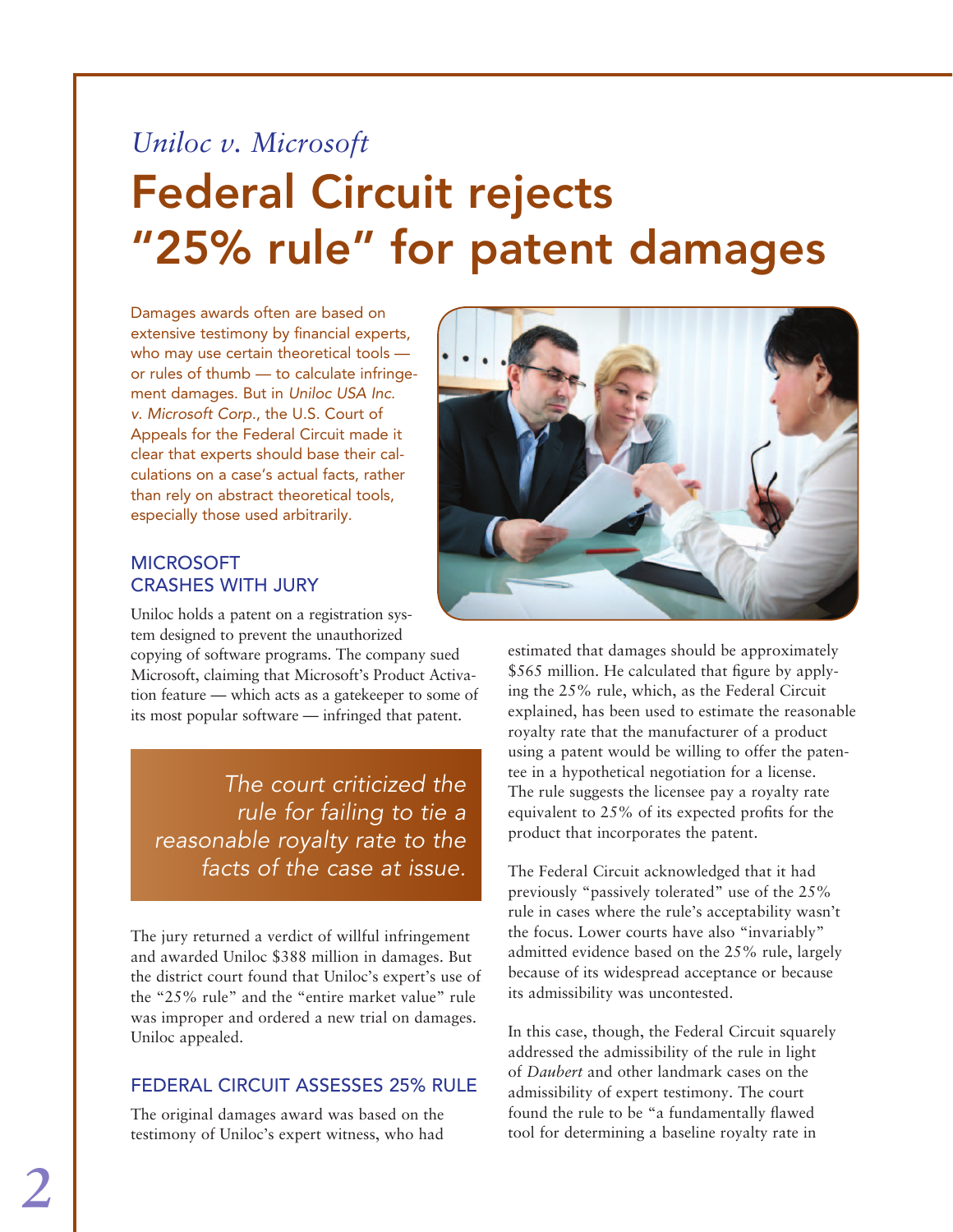*Uniloc v. Microsoft*

# Federal Circuit rejects "25% rule" for patent damages

Damages awards often are based on extensive testimony by financial experts, who may use certain theoretical tools — or rules of thumb — to calculate infringement damages. But in *Uniloc USA Inc. v. Microsoft Corp.*, the U.S. Court of Appeals for the Federal Circuit made it clear that experts should base their calculations on a case's actual facts, rather than rely on abstract theoretical tools, especially those used arbitrarily.

## MICROSOFT CRASHES WITH JURY

Uniloc holds a patent on a registration system designed to prevent the unauthorized copying of software programs. The company sued Microsoft, claiming that Microsoft's Product Activation feature — which acts as a gatekeeper to some of its most popular software — infringed that patent.

> *The court criticized the rule for failing to tie a reasonable royalty rate to the facts of the case at issue.*

The jury returned a verdict of willful infringement and awarded Uniloc $388 million in damages. But the district court found that Uniloc's expert's use of the "25% rule" and the "entire market value" rule was improper and ordered a new trial on damages. Uniloc appealed.

## FEDERAL CIRCUIT ASSESSES 25% RULE

The original damages award was based on the testimony of Uniloc's expert witness, who had estimated that damages should be approximately $565 million. He calculated that figure by applying the 25% rule, which, as the Federal Circuit explained, has been used to estimate the reasonable royalty rate that the manufacturer of a product using a patent would be willing to offer the patentee in a hypothetical negotiation for a license. The rule suggests the licensee pay a royalty rate equivalent to 25% of its expected profits for the product that incorporates the patent.

The Federal Circuit acknowledged that it had previously "passively tolerated" use of the 25% rule in cases where the rule's acceptability wasn't the focus. Lower courts have also "invariably" admitted evidence based on the 25% rule, largely because of its widespread acceptance or because its admissibility was uncontested.

In this case, though, the Federal Circuit squarely addressed the admissibility of the rule in light of *Daubert* and other landmark cases on the admissibility of expert testimony. The court found the rule to be "a fundamentally flawed tool for determining a baseline royalty rate in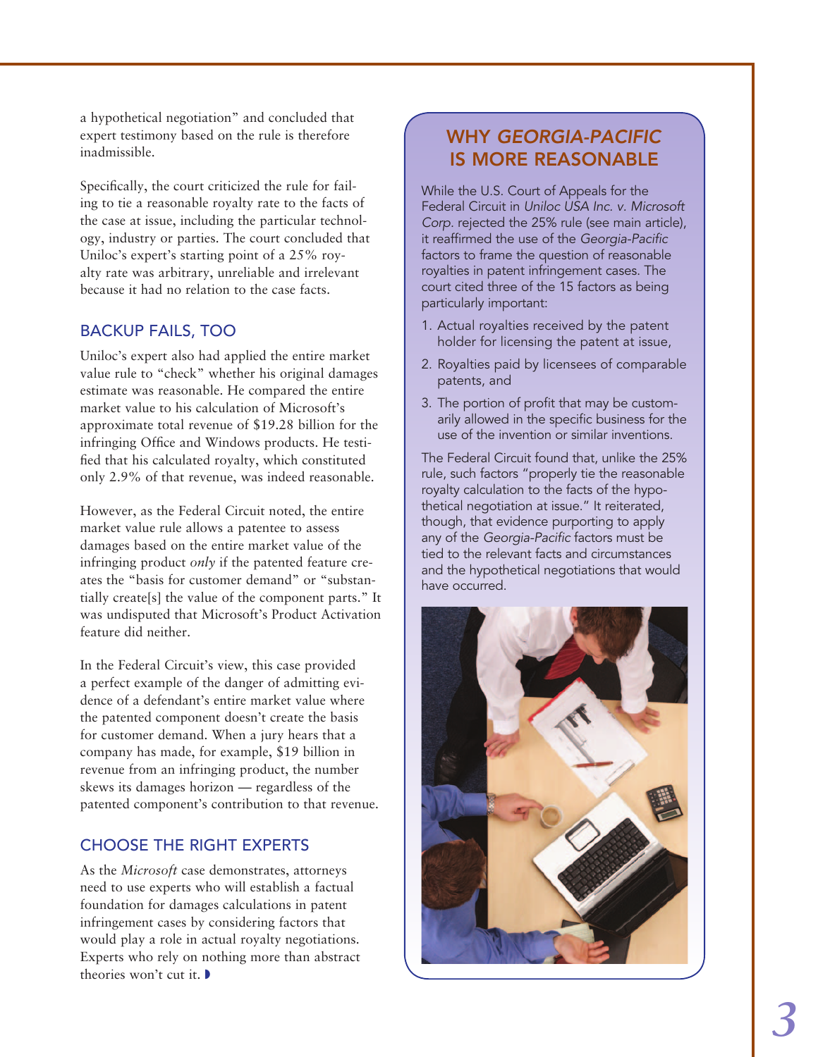a hypothetical negotiation" and concluded that expert testimony based on the rule is therefore inadmissible.

Specifically, the court criticized the rule for failing to tie a reasonable royalty rate to the facts of the case at issue, including the particular technology, industry or parties. The court concluded that Uniloc's expert's starting point of a 25% royalty rate was arbitrary, unreliable and irrelevant because it had no relation to the case facts.

## BACKUP FAILS, TOO

Uniloc's expert also had applied the entire market value rule to "check" whether his original damages estimate was reasonable. He compared the entire market value to his calculation of Microsoft's approximate total revenue of $19.28 billion for the infringing Office and Windows products. He testified that his calculated royalty, which constituted only 2.9% of that revenue, was indeed reasonable.

However, as the Federal Circuit noted, the entire market value rule allows a patentee to assess damages based on the entire market value of the infringing product *only* if the patented feature creates the "basis for customer demand" or "substantially create[s] the value of the component parts." It was undisputed that Microsoft's Product Activation feature did neither.

In the Federal Circuit's view, this case provided a perfect example of the danger of admitting evidence of a defendant's entire market value where the patented component doesn't create the basis for customer demand. When a jury hears that a company has made, for example, $19 billion in revenue from an infringing product, the number skews its damages horizon — regardless of the patented component's contribution to that revenue.

## CHOOSE THE RIGHT EXPERTS

As the *Microsoft* case demonstrates, attorneys need to use experts who will establish a factual foundation for damages calculations in patent infringement cases by considering factors that would play a role in actual royalty negotiations. Experts who rely on nothing more than abstract theories won't cut it.

## WHY *GEORGIA-PACIFIC* IS MORE REASONABLE

While the U.S. Court of Appeals for the Federal Circuit in *Uniloc USA Inc. v. Microsoft Corp.* rejected the 25% rule (see main article), it reaffirmed the use of the *Georgia-Pacific* factors to frame the question of reasonable royalties in patent infringement cases. The court cited three of the 15 factors as being particularly important:

1. Actual royalties received by the patent holder for licensing the patent at issue,
2. Royalties paid by licensees of comparable patents, and
3. The portion of profit that may be customarily allowed in the specific business for the use of the invention or similar inventions.

The Federal Circuit found that, unlike the 25% rule, such factors "properly tie the reasonable royalty calculation to the facts of the hypothetical negotiation at issue." It reiterated, though, that evidence purporting to apply any of the *Georgia-Pacific* factors must be tied to the relevant facts and circumstances and the hypothetical negotiations that would have occurred.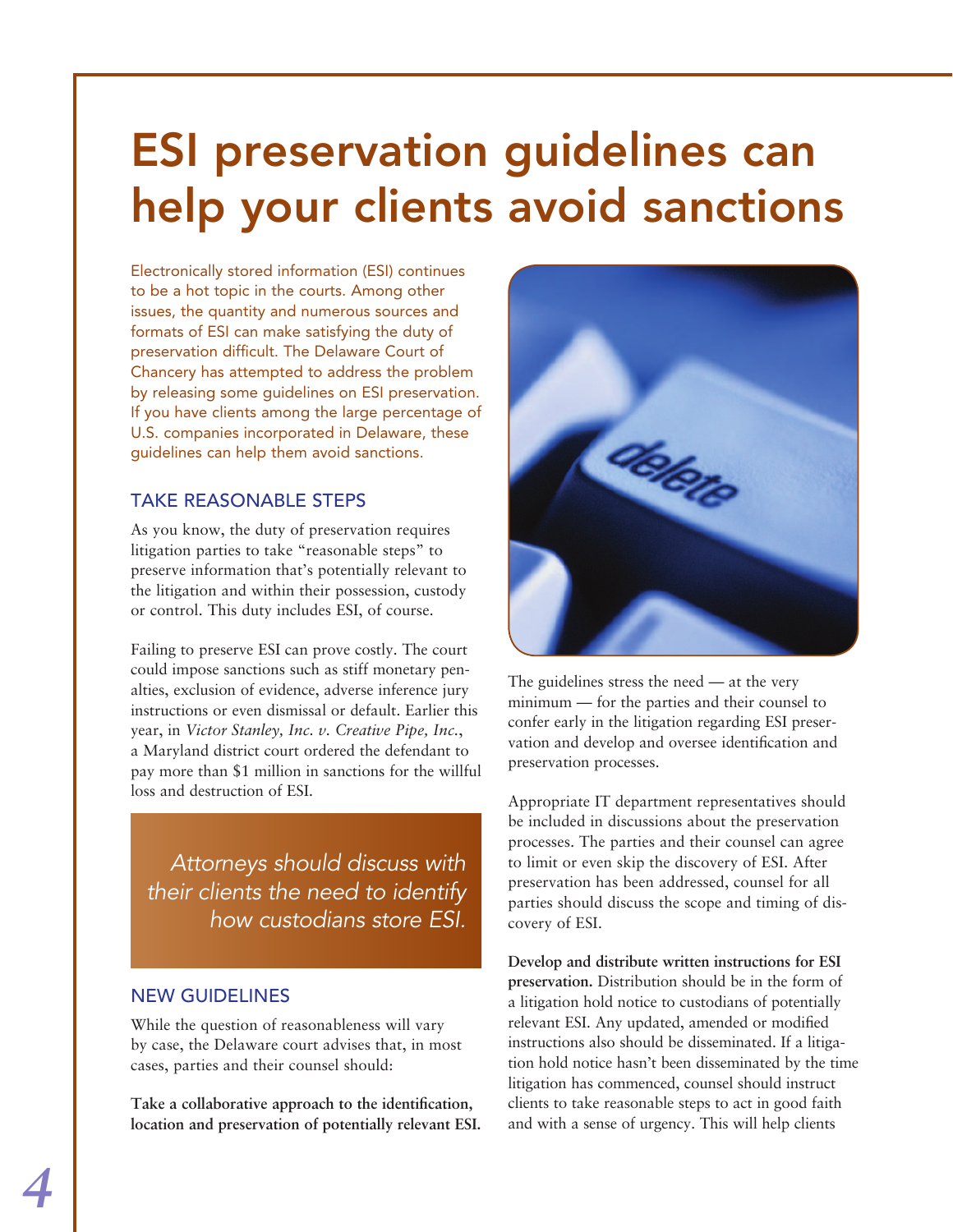# ESI preservation guidelines can help your clients avoid sanctions

Electronically stored information (ESI) continues to be a hot topic in the courts. Among other issues, the quantity and numerous sources and formats of ESI can make satisfying the duty of preservation difficult. The Delaware Court of Chancery has attempted to address the problem by releasing some guidelines on ESI preservation. If you have clients among the large percentage of U.S. companies incorporated in Delaware, these guidelines can help them avoid sanctions.

## TAKE REASONABLE STEPS

As you know, the duty of preservation requires litigation parties to take "reasonable steps" to preserve information that's potentially relevant to the litigation and within their possession, custody or control. This duty includes ESI, of course.

Failing to preserve ESI can prove costly. The court could impose sanctions such as stiff monetary penalties, exclusion of evidence, adverse inference jury instructions or even dismissal or default. Earlier this year, in *Victor Stanley, Inc. v. Creative Pipe, Inc.*, a Maryland district court ordered the defendant to pay more than $1 million in sanctions for the willful loss and destruction of ESI.

> *Attorneys should discuss with their clients the need to identify how custodians store ESI.*

## NEW GUIDELINES

While the question of reasonableness will vary by case, the Delaware court advises that, in most cases, parties and their counsel should:

**Take a collaborative approach to the identification, location and preservation of potentially relevant ESI.** The guidelines stress the need — at the very minimum — for the parties and their counsel to confer early in the litigation regarding ESI preservation and develop and oversee identification and preservation processes.

Appropriate IT department representatives should be included in discussions about the preservation processes. The parties and their counsel can agree to limit or even skip the discovery of ESI. After preservation has been addressed, counsel for all parties should discuss the scope and timing of discovery of ESI.

**Develop and distribute written instructions for ESI preservation.** Distribution should be in the form of a litigation hold notice to custodians of potentially relevant ESI. Any updated, amended or modified instructions also should be disseminated. If a litigation hold notice hasn't been disseminated by the time litigation has commenced, counsel should instruct clients to take reasonable steps to act in good faith and with a sense of urgency. This will help clients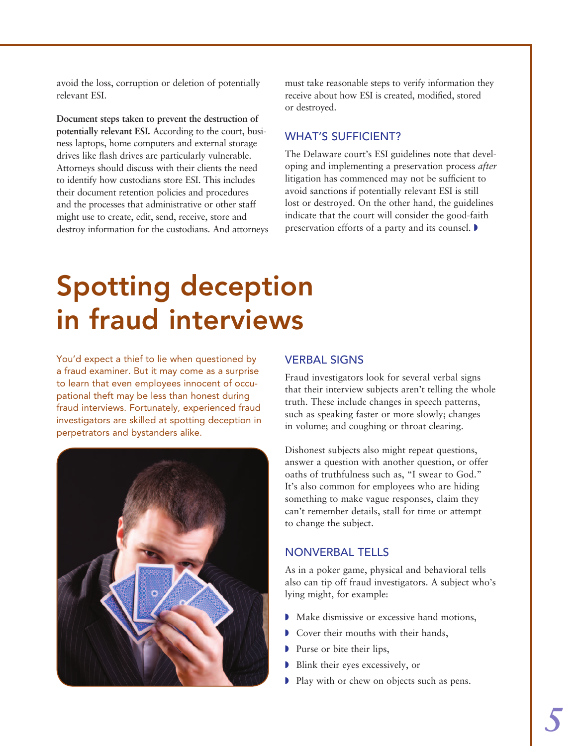avoid the loss, corruption or deletion of potentially relevant ESI.

**Document steps taken to prevent the destruction of potentially relevant ESI.** According to the court, business laptops, home computers and external storage drives like flash drives are particularly vulnerable. Attorneys should discuss with their clients the need to identify how custodians store ESI. This includes their document retention policies and procedures and the processes that administrative or other staff might use to create, edit, send, receive, store and destroy information for the custodians. And attorneys must take reasonable steps to verify information they receive about how ESI is created, modified, stored or destroyed.

### WHAT'S SUFFICIENT?

The Delaware court's ESI guidelines note that developing and implementing a preservation process *after* litigation has commenced may not be sufficient to avoid sanctions if potentially relevant ESI is still lost or destroyed. On the other hand, the guidelines indicate that the court will consider the good-faith preservation efforts of a party and its counsel.

# Spotting deception in fraud interviews

You'd expect a thief to lie when questioned by a fraud examiner. But it may come as a surprise to learn that even employees innocent of occupational theft may be less than honest during fraud interviews. Fortunately, experienced fraud investigators are skilled at spotting deception in perpetrators and bystanders alike.

### VERBAL SIGNS

Fraud investigators look for several verbal signs that their interview subjects aren't telling the whole truth. These include changes in speech patterns, such as speaking faster or more slowly; changes in volume; and coughing or throat clearing.

Dishonest subjects also might repeat questions, answer a question with another question, or offer oaths of truthfulness such as, "I swear to God." It's also common for employees who are hiding something to make vague responses, claim they can't remember details, stall for time or attempt to change the subject.

### NONVERBAL TELLS

As in a poker game, physical and behavioral tells also can tip off fraud investigators. A subject who's lying might, for example:

- Make dismissive or excessive hand motions,
- Cover their mouths with their hands,
- Purse or bite their lips,
- Blink their eyes excessively, or
- Play with or chew on objects such as pens.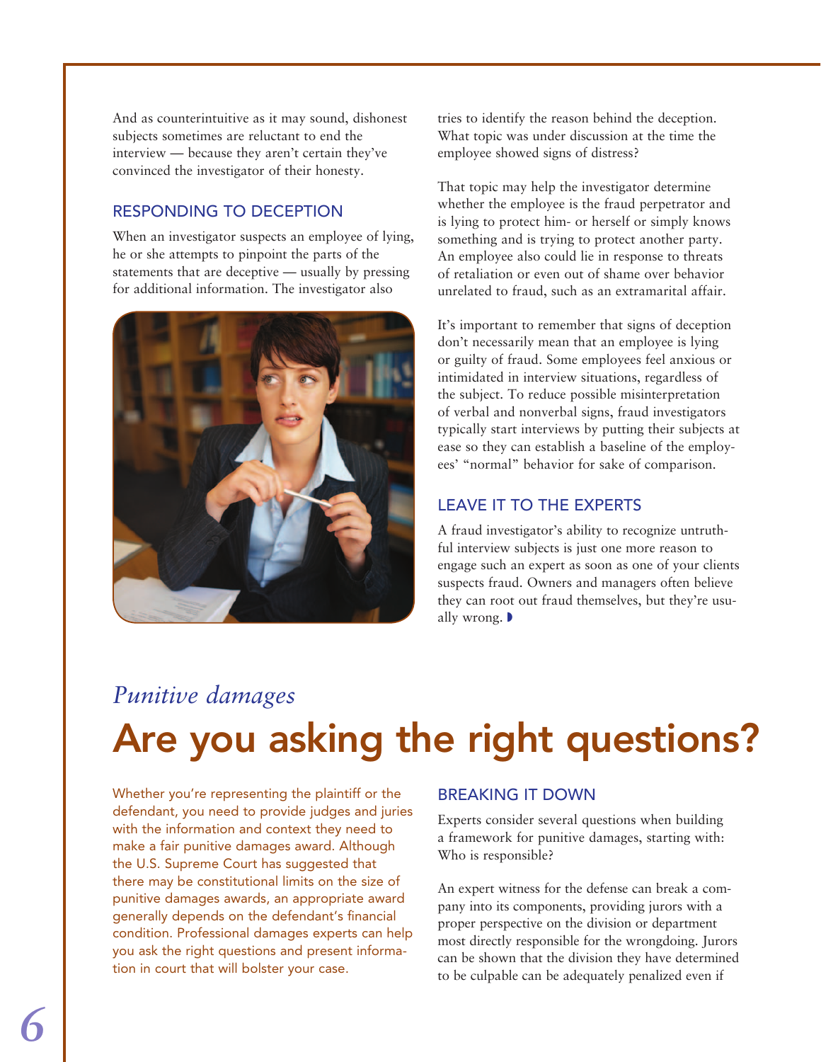And as counterintuitive as it may sound, dishonest subjects sometimes are reluctant to end the interview — because they aren't certain they've convinced the investigator of their honesty.

### RESPONDING TO DECEPTION

When an investigator suspects an employee of lying, he or she attempts to pinpoint the parts of the statements that are deceptive — usually by pressing for additional information. The investigator also tries to identify the reason behind the deception. What topic was under discussion at the time the employee showed signs of distress?

That topic may help the investigator determine whether the employee is the fraud perpetrator and is lying to protect him- or herself or simply knows something and is trying to protect another party. An employee also could lie in response to threats of retaliation or even out of shame over behavior unrelated to fraud, such as an extramarital affair.

It's important to remember that signs of deception don't necessarily mean that an employee is lying or guilty of fraud. Some employees feel anxious or intimidated in interview situations, regardless of the subject. To reduce possible misinterpretation of verbal and nonverbal signs, fraud investigators typically start interviews by putting their subjects at ease so they can establish a baseline of the employees' "normal" behavior for sake of comparison.

### LEAVE IT TO THE EXPERTS

A fraud investigator's ability to recognize untruthful interview subjects is just one more reason to engage such an expert as soon as one of your clients suspects fraud. Owners and managers often believe they can root out fraud themselves, but they're usually wrong.

*Punitive damages*

# Are you asking the right questions?

Whether you're representing the plaintiff or the defendant, you need to provide judges and juries with the information and context they need to make a fair punitive damages award. Although the U.S. Supreme Court has suggested that there may be constitutional limits on the size of punitive damages awards, an appropriate award generally depends on the defendant's financial condition. Professional damages experts can help you ask the right questions and present information in court that will bolster your case.

### BREAKING IT DOWN

Experts consider several questions when building a framework for punitive damages, starting with: Who is responsible?

An expert witness for the defense can break a company into its components, providing jurors with a proper perspective on the division or department most directly responsible for the wrongdoing. Jurors can be shown that the division they have determined to be culpable can be adequately penalized even if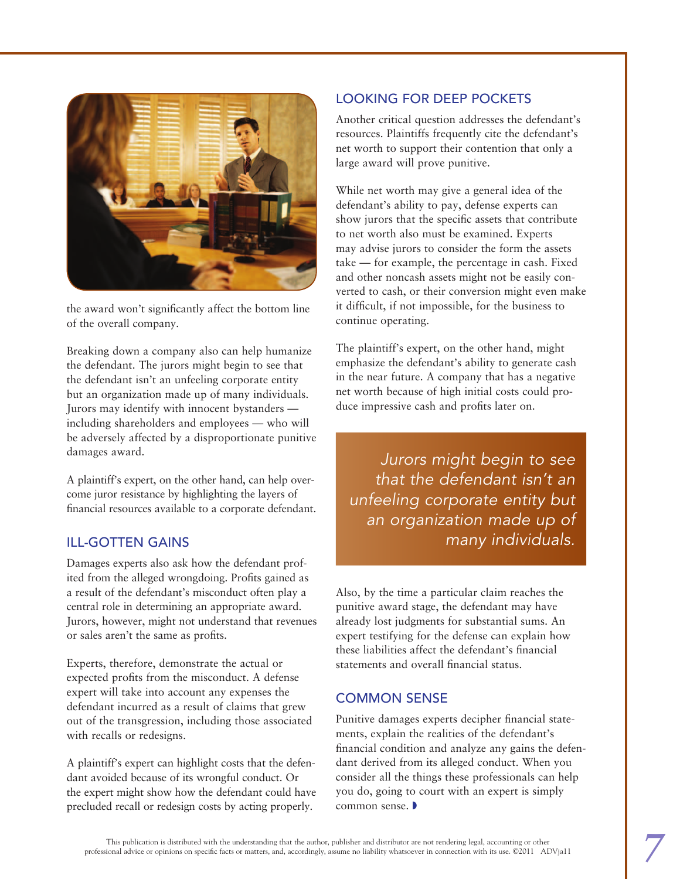the award won't significantly affect the bottom line of the overall company.

Breaking down a company also can help humanize the defendant. The jurors might begin to see that the defendant isn't an unfeeling corporate entity but an organization made up of many individuals. Jurors may identify with innocent bystanders — including shareholders and employees — who will be adversely affected by a disproportionate punitive damages award.

A plaintiff's expert, on the other hand, can help overcome juror resistance by highlighting the layers of financial resources available to a corporate defendant.

## ILL-GOTTEN GAINS

Damages experts also ask how the defendant profited from the alleged wrongdoing. Profits gained as a result of the defendant's misconduct often play a central role in determining an appropriate award. Jurors, however, might not understand that revenues or sales aren't the same as profits.

Experts, therefore, demonstrate the actual or expected profits from the misconduct. A defense expert will take into account any expenses the defendant incurred as a result of claims that grew out of the transgression, including those associated with recalls or redesigns.

A plaintiff's expert can highlight costs that the defendant avoided because of its wrongful conduct. Or the expert might show how the defendant could have precluded recall or redesign costs by acting properly.

## LOOKING FOR DEEP POCKETS

Another critical question addresses the defendant's resources. Plaintiffs frequently cite the defendant's net worth to support their contention that only a large award will prove punitive.

While net worth may give a general idea of the defendant's ability to pay, defense experts can show jurors that the specific assets that contribute to net worth also must be examined. Experts may advise jurors to consider the form the assets take — for example, the percentage in cash. Fixed and other noncash assets might not be easily converted to cash, or their conversion might even make it difficult, if not impossible, for the business to continue operating.

The plaintiff's expert, on the other hand, might emphasize the defendant's ability to generate cash in the near future. A company that has a negative net worth because of high initial costs could produce impressive cash and profits later on.

> *Jurors might begin to see that the defendant isn't an unfeeling corporate entity but an organization made up of many individuals.*

Also, by the time a particular claim reaches the punitive award stage, the defendant may have already lost judgments for substantial sums. An expert testifying for the defense can explain how these liabilities affect the defendant's financial statements and overall financial status.

## COMMON SENSE

Punitive damages experts decipher financial statements, explain the realities of the defendant's financial condition and analyze any gains the defendant derived from its alleged conduct. When you consider all the things these professionals can help you do, going to court with an expert is simply common sense.

This publication is distributed with the understanding that the author, publisher and distributor are not rendering legal, accounting or other professional advice or opinions on specific facts or matters, and, accordingly, assume no liability whatsoever in connection with its use. ©2011 ADVja11